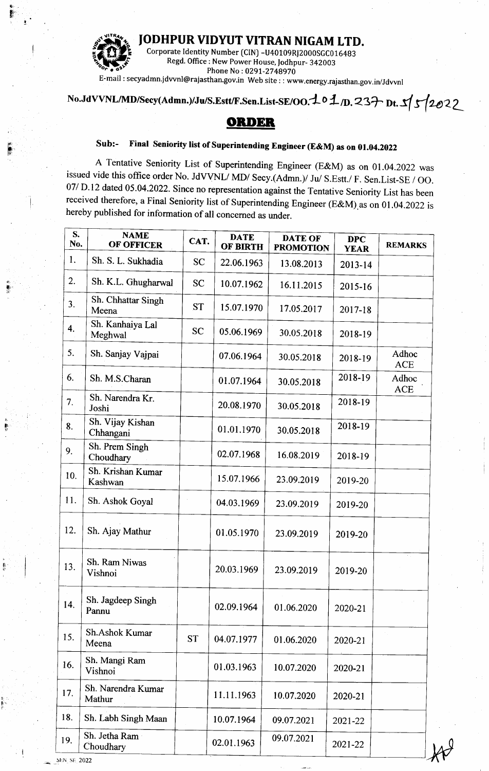# JODHPUR VIDYUT VITRAN NIGAM LTD.

Corporate Identity Number (CIN) -U40109RJ2000SGC016483
Regd. Office : New Power House, Jodhpur- 342003
Phone No : 0291-2748970
E-mail : secyadmn.jdvvnl@rajasthan.gov.in Web site : : www.energy.rajasthan.gov.in/Jdvvnl

**No.JdVVNL/MD/Secy(Admn.)/Ju/S.Estt/F.Sen.List-SE/OO.101/D.237 Dt. 5/5/2022**

## ORDER

**Sub:- Final Seniority list of Superintending Engineer (E&M) as on 01.04.2022**

A Tentative Seniority List of Superintending Engineer (E&M) as on 01.04.2022 was issued vide this office order No. JdVVNL/ MD/ Secy.(Admn.)/ Ju/ S.Estt./ F. Sen.List-SE / OO. 07/ D.12 dated 05.04.2022. Since no representation against the Tentative Seniority List has been received therefore, a Final Seniority list of Superintending Engineer (E&M) as on 01.04.2022 is hereby published for information of all concerned as under.

| S. No. | NAME OF OFFICER | CAT. | DATE OF BIRTH | DATE OF PROMOTION | DPC YEAR | REMARKS |
|---|---|---|---|---|---|---|
| 1. | Sh. S. L. Sukhadia | SC | 22.06.1963 | 13.08.2013 | 2013-14 | |
| 2. | Sh. K.L. Ghugharwal | SC | 10.07.1962 | 16.11.2015 | 2015-16 | |
| 3. | Sh. Chhattar Singh Meena | ST | 15.07.1970 | 17.05.2017 | 2017-18 | |
| 4. | Sh. Kanhaiya Lal Meghwal | SC | 05.06.1969 | 30.05.2018 | 2018-19 | |
| 5. | Sh. Sanjay Vajpai | | 07.06.1964 | 30.05.2018 | 2018-19 | Adhoc ACE |
| 6. | Sh. M.S.Charan | | 01.07.1964 | 30.05.2018 | 2018-19 | Adhoc ACE |
| 7. | Sh. Narendra Kr. Joshi | | 20.08.1970 | 30.05.2018 | 2018-19 | |
| 8. | Sh. Vijay Kishan Chhangani | | 01.01.1970 | 30.05.2018 | 2018-19 | |
| 9. | Sh. Prem Singh Choudhary | | 02.07.1968 | 16.08.2019 | 2018-19 | |
| 10. | Sh. Krishan Kumar Kashwan | | 15.07.1966 | 23.09.2019 | 2019-20 | |
| 11. | Sh. Ashok Goyal | | 04.03.1969 | 23.09.2019 | 2019-20 | |
| 12. | Sh. Ajay Mathur | | 01.05.1970 | 23.09.2019 | 2019-20 | |
| 13. | Sh. Ram Niwas Vishnoi | | 20.03.1969 | 23.09.2019 | 2019-20 | |
| 14. | Sh. Jagdeep Singh Pannu | | 02.09.1964 | 01.06.2020 | 2020-21 | |
| 15. | Sh.Ashok Kumar Meena | ST | 04.07.1977 | 01.06.2020 | 2020-21 | |
| 16. | Sh. Mangi Ram Vishnoi | | 01.03.1963 | 10.07.2020 | 2020-21 | |
| 17. | Sh. Narendra Kumar Mathur | | 11.11.1963 | 10.07.2020 | 2020-21 | |
| 18. | Sh. Labh Singh Maan | | 10.07.1964 | 09.07.2021 | 2021-22 | |
| 19. | Sh. Jetha Ram Choudhary | | 02.01.1963 | 09.07.2021 | 2021-22 | |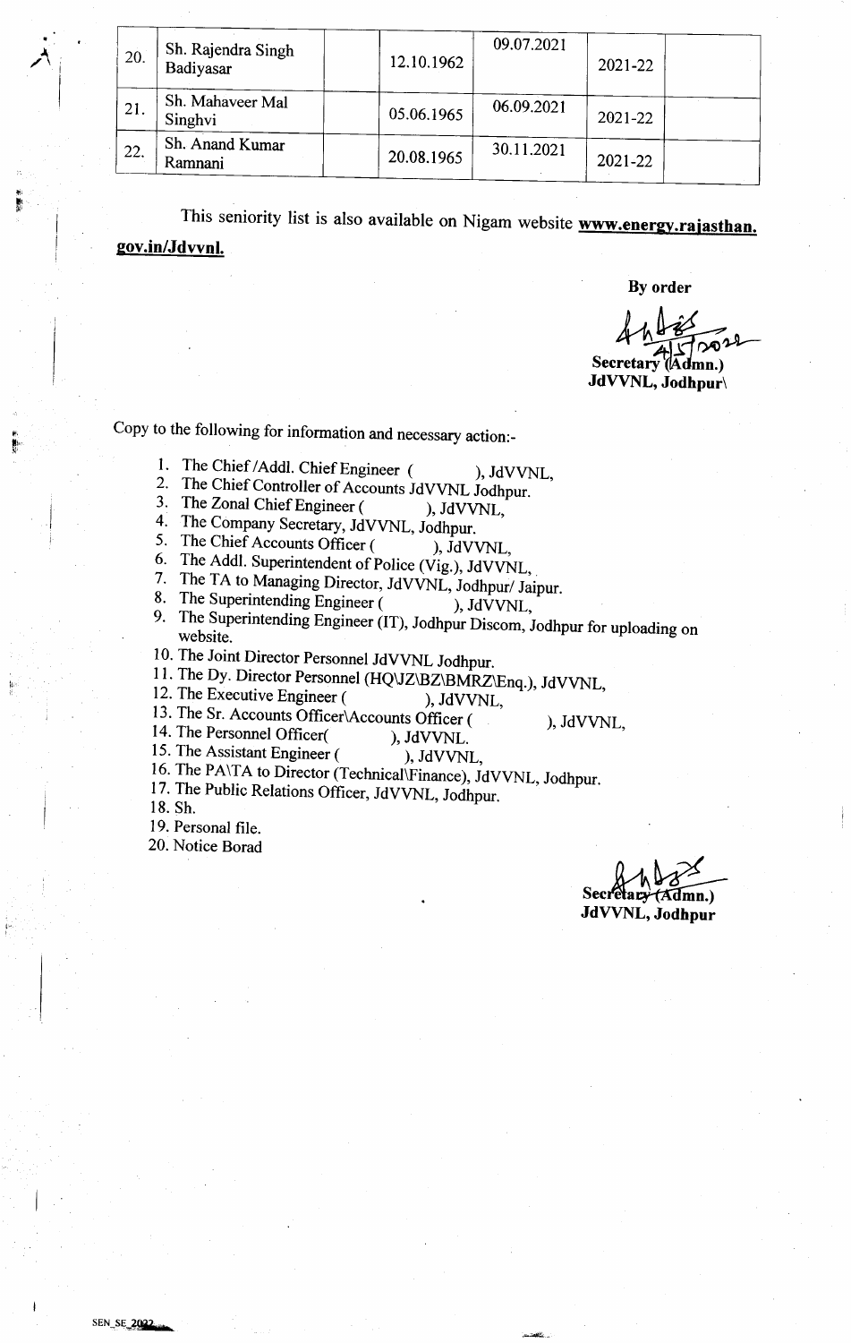| | | | | | | |
|---|---|---|---|---|---|---|
| 20. | Sh. Rajendra Singh Badiyasar | | 12.10.1962 | 09.07.2021 | 2021-22 | |
| 21. | Sh. Mahaveer Mal Singhvi | | 05.06.1965 | 06.09.2021 | 2021-22 | |
| 22. | Sh. Anand Kumar Ramnani | | 20.08.1965 | 30.11.2021 | 2021-22 | |

This seniority list is also available on Nigam website **www.energy.rajasthan.gov.in/Jdvvnl.**

**By order**

4/5/2022

**Secretary (Admn.)**
**JdVVNL, Jodhpur\**

Copy to the following for information and necessary action:-

1. The Chief /Addl. Chief Engineer ( ), JdVVNL,
2. The Chief Controller of Accounts JdVVNL Jodhpur.
3. The Zonal Chief Engineer ( ), JdVVNL,
4. The Company Secretary, JdVVNL, Jodhpur.
5. The Chief Accounts Officer ( ), JdVVNL,
6. The Addl. Superintendent of Police (Vig.), JdVVNL,
7. The TA to Managing Director, JdVVNL, Jodhpur/ Jaipur.
8. The Superintending Engineer ( ), JdVVNL,
9. The Superintending Engineer (IT), Jodhpur Discom, Jodhpur for uploading on website.
10. The Joint Director Personnel JdVVNL Jodhpur.
11. The Dy. Director Personnel (HQ\JZ\BZ\BMRZ\Enq.), JdVVNL,
12. The Executive Engineer ( ), JdVVNL,
13. The Sr. Accounts Officer\Accounts Officer ( ), JdVVNL,
14. The Personnel Officer( ), JdVVNL.
15. The Assistant Engineer ( ), JdVVNL,
16. The PA\TA to Director (Technical\Finance), JdVVNL, Jodhpur.
17. The Public Relations Officer, JdVVNL, Jodhpur.
18. Sh.
19. Personal file.
20. Notice Borad

**Secretary (Admn.)**
**JdVVNL, Jodhpur**